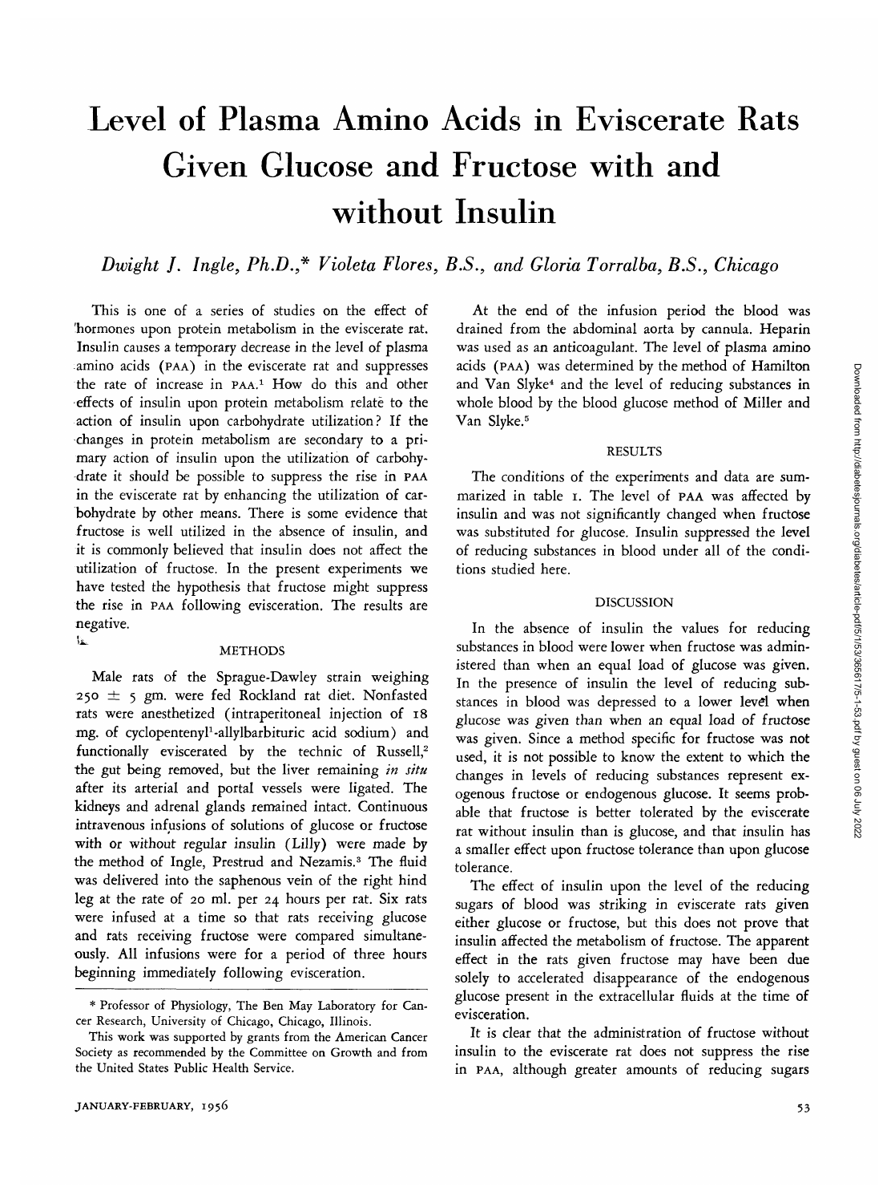# Level of Plasma Amino Acids in Eviscerate Rats Given Glucose and Fructose with and without Insulin

*Dwight J. Ingle, Ph.D.,\* Violeta Flores, B.S., and Gloria Torralba, B.S., Chicago*

This is one of a series of studies on the effect of hormones upon protein metabolism in the eviscerate rat. Insulin causes a temporary decrease in the level of plasma amino acids (PAA) in the eviscerate rat and suppresses the rate of increase in PAA.[1] How do this and other effects of insulin upon protein metabolism relate to the action of insulin upon carbohydrate utilization? If the changes in protein metabolism are secondary to a primary action of insulin upon the utilization of carbohydrate it should be possible to suppress the rise in PAA in the eviscerate rat by enhancing the utilization of carbohydrate by other means. There is some evidence that fructose is well utilized in the absence of insulin, and it is commonly believed that insulin does not affect the utilization of fructose. In the present experiments we have tested the hypothesis that fructose might suppress the rise in PAA following evisceration. The results are negative.

## METHODS

Male rats of the Sprague-Dawley strain weighing 250 ± 5 gm. were fed Rockland rat diet. Nonfasted rats were anesthetized (intraperitoneal injection of 18 mg. of cyclopentenyl[1]-allylbarbituric acid sodium) and functionally eviscerated by the technic of Russell,[2] the gut being removed, but the liver remaining *in situ* after its arterial and portal vessels were ligated. The kidneys and adrenal glands remained intact. Continuous intravenous infusions of solutions of glucose or fructose with or without regular insulin (Lilly) were made by the method of Ingle, Prestrud and Nezamis.[3] The fluid was delivered into the saphenous vein of the right hind leg at the rate of 20 ml. per 24 hours per rat. Six rats were infused at a time so that rats receiving glucose and rats receiving fructose were compared simultaneously. All infusions were for a period of three hours beginning immediately following evisceration.

At the end of the infusion period the blood was drained from the abdominal aorta by cannula. Heparin was used as an anticoagulant. The level of plasma amino acids (PAA) was determined by the method of Hamilton and Van Slyke[4] and the level of reducing substances in whole blood by the blood glucose method of Miller and Van Slyke.[5]

## RESULTS

The conditions of the experiments and data are summarized in table 1. The level of PAA was affected by insulin and was not significantly changed when fructose was substituted for glucose. Insulin suppressed the level of reducing substances in blood under all of the conditions studied here.

## DISCUSSION

In the absence of insulin the values for reducing substances in blood were lower when fructose was administered than when an equal load of glucose was given. In the presence of insulin the level of reducing substances in blood was depressed to a lower level when glucose was given than when an equal load of fructose was given. Since a method specific for fructose was not used, it is not possible to know the extent to which the changes in levels of reducing substances represent exogenous fructose or endogenous glucose. It seems probable that fructose is better tolerated by the eviscerate rat without insulin than is glucose, and that insulin has a smaller effect upon fructose tolerance than upon glucose tolerance.

The effect of insulin upon the level of the reducing sugars of blood was striking in eviscerate rats given either glucose or fructose, but this does not prove that insulin affected the metabolism of fructose. The apparent effect in the rats given fructose may have been due solely to accelerated disappearance of the endogenous glucose present in the extracellular fluids at the time of evisceration.

It is clear that the administration of fructose without insulin to the eviscerate rat does not suppress the rise in PAA, although greater amounts of reducing sugars

---

\* Professor of Physiology, The Ben May Laboratory for Cancer Research, University of Chicago, Chicago, Illinois.

This work was supported by grants from the American Cancer Society as recommended by the Committee on Growth and from the United States Public Health Service.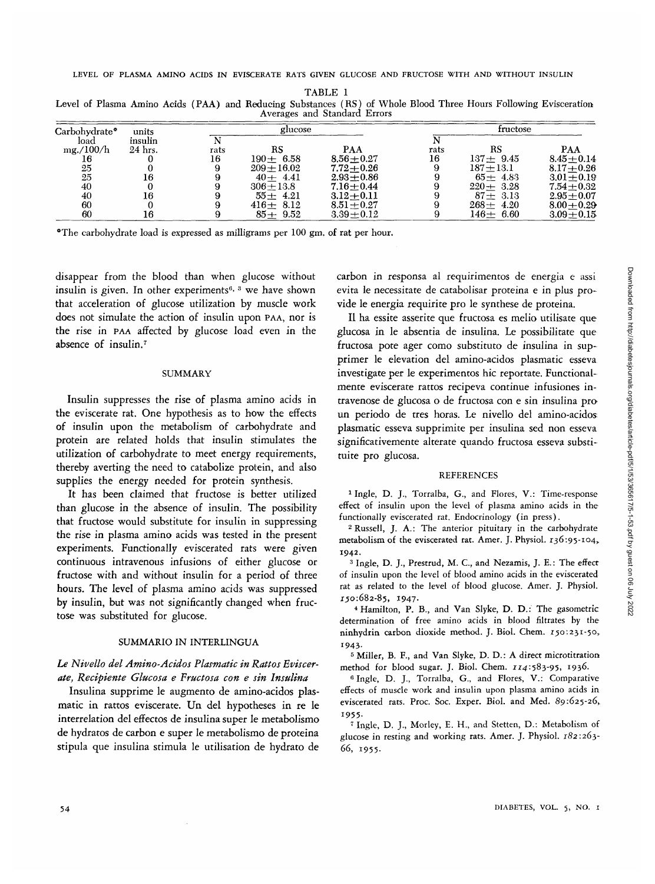LEVEL OF PLASMA AMINO ACIDS IN EVISCERATE RATS GIVEN GLUCOSE AND FRUCTOSE WITH AND WITHOUT INSULIN

TABLE 1

Level of Plasma Amino Acids (PAA) and Reducing Substances (RS) of Whole Blood Three Hours Following Evisceration Averages and Standard Errors

| Carbohydrate* load mg./100/h | units insulin 24 hrs. | glucose | | | fructose | | |
|---|---|---|---|---|---|---|---|
| | | N rats | RS | PAA | N rats | RS | PAA |
| 16 | 0 | 16 | 190± 6.58 | 8.56±0.27 | 16 | 137± 9.45 | 8.45±0.14 |
| 25 | 0 | 9 | 209±16.02 | 7.72±0.26 | 9 | 187±13.1 | 8.17±0.26 |
| 25 | 16 | 9 | 40± 4.41 | 2.93±0.86 | 9 | 65± 4.83 | 3.01±0.19 |
| 40 | 0 | 9 | 306±13.8 | 7.16±0.44 | 9 | 220± 3.28 | 7.54±0.32 |
| 40 | 16 | 9 | 55± 4.21 | 3.12±0.11 | 9 | 87± 3.13 | 2.95±0.07 |
| 60 | 0 | 9 | 416± 8.12 | 8.51±0.27 | 9 | 268± 4.20 | 8.00±0.29 |
| 60 | 16 | 9 | 85± 9.52 | 3.39±0.12 | 9 | 146± 6.60 | 3.09±0.15 |

*The carbohydrate load is expressed as milligrams per 100 gm. of rat per hour.

disappear from the blood than when glucose without insulin is given. In other experiments[6, 3] we have shown that acceleration of glucose utilization by muscle work does not simulate the action of insulin upon PAA, nor is the rise in PAA affected by glucose load even in the absence of insulin.[7]

## SUMMARY

Insulin suppresses the rise of plasma amino acids in the eviscerate rat. One hypothesis as to how the effects of insulin upon the metabolism of carbohydrate and protein are related holds that insulin stimulates the utilization of carbohydrate to meet energy requirements, thereby averting the need to catabolize protein, and also supplies the energy needed for protein synthesis.

It has been claimed that fructose is better utilized than glucose in the absence of insulin. The possibility that fructose would substitute for insulin in suppressing the rise in plasma amino acids was tested in the present experiments. Functionally eviscerated rats were given continuous intravenous infusions of either glucose or fructose with and without insulin for a period of three hours. The level of plasma amino acids was suppressed by insulin, but was not significantly changed when fructose was substituted for glucose.

## SUMMARIO IN INTERLINGUA

### *Le Nivello del Amino-Acidos Plasmatic in Rattos Eviscerate, Recipiente Glucosa e Fructosa con e sin Insulina*

Insulina supprime le augmento de amino-acidos plasmatic in rattos eviscerate. Un del hypotheses in re le interrelation del effectos de insulina super le metabolismo de hydratos de carbon e super le metabolismo de proteina stipula que insulina stimula le utilisation de hydrato de carbon in responsa al requirimentos de energia e assi evita le necessitate de catabolisar proteina e in plus provide le energia requirite pro le synthese de proteina.

Il ha essite asserite que fructosa es melio utilisate que glucosa in le absentia de insulina. Le possibilitate que fructosa pote ager como substituto de insulina in supprimer le elevation del amino-acidos plasmatic esseva investigate per le experimentos hic reportate. Functionalmente eviscerate rattos recipeva continue infusiones intravenose de glucosa o de fructosa con e sin insulina pro un periodo de tres horas. Le nivello del amino-acidos plasmatic esseva supprimite per insulina sed non esseva significativemente alterate quando fructosa esseva substituite pro glucosa.

## REFERENCES

1 Ingle, D. J., Torralba, G., and Flores, V.: Time-response effect of insulin upon the level of plasma amino acids in the functionally eviscerated rat. Endocrinology (in press).

2 Russell, J. A.: The anterior pituitary in the carbohydrate metabolism of the eviscerated rat. Amer. J. Physiol. 136:95-104, 1942.

3 Ingle, D. J., Prestrud, M. C., and Nezamis, J. E.: The effect of insulin upon the level of blood amino acids in the eviscerated rat as related to the level of blood glucose. Amer. J. Physiol. 150:682-85, 1947.

4 Hamilton, P. B., and Van Slyke, D. D.: The gasometric determination of free amino acids in blood filtrates by the ninhydrin carbon dioxide method. J. Biol. Chem. 150:231-50, 1943.

5 Miller, B. F., and Van Slyke, D. D.: A direct microtitration method for blood sugar. J. Biol. Chem. 114:583-95, 1936.

6 Ingle, D. J., Torralba, G., and Flores, V.: Comparative effects of muscle work and insulin upon plasma amino acids in eviscerated rats. Proc. Soc. Exper. Biol. and Med. 89:625-26, 1955.

7 Ingle, D. J., Morley, E. H., and Stetten, D.: Metabolism of glucose in resting and working rats. Amer. J. Physiol. 182:263-66, 1955.